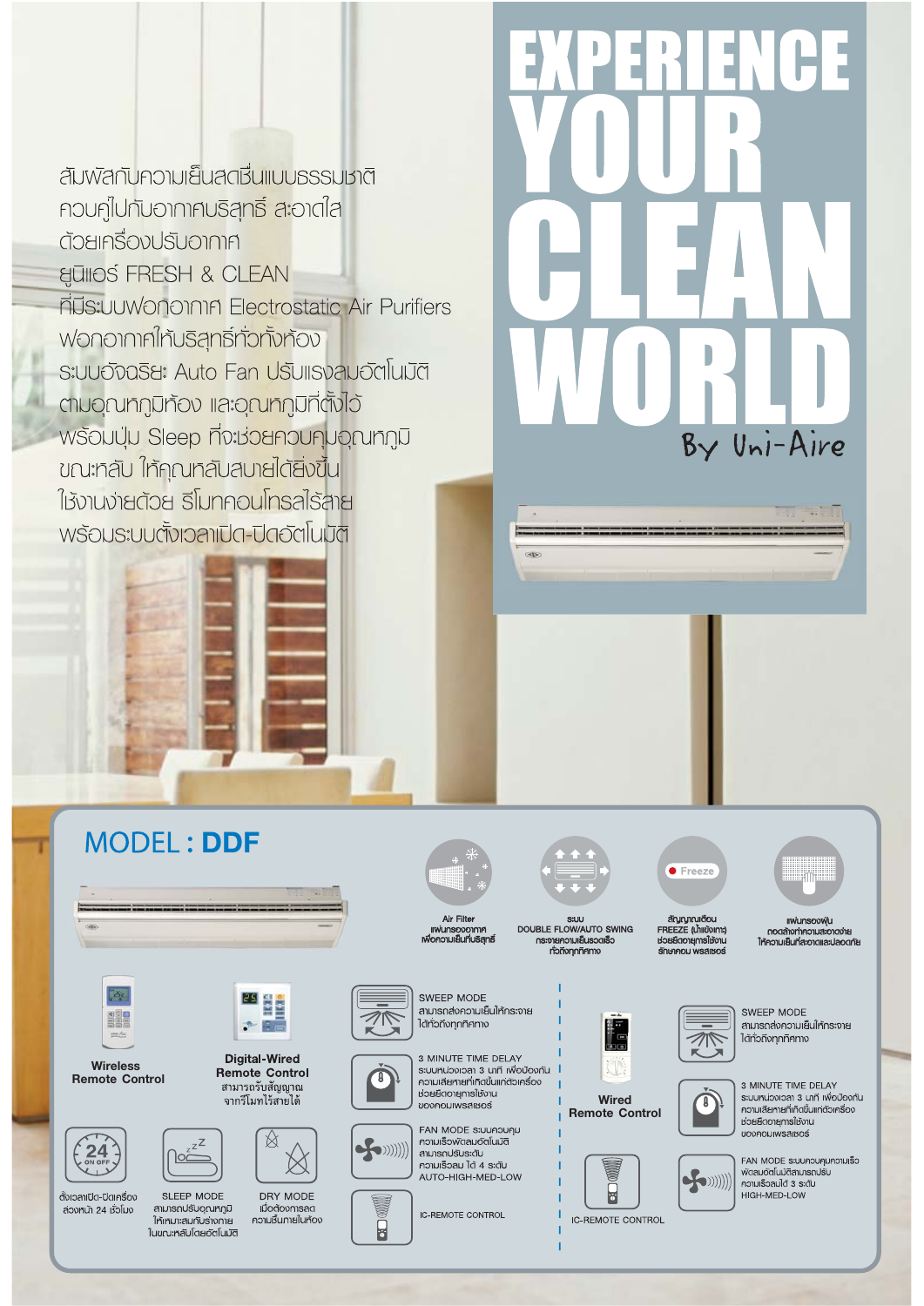สัมผัสกับความเย็นสดชื่นแบบธรรมชาติ
ควบคู่ไปกับอากาศบริสุทธิ์ สะอาดใส
ด้วยเครื่องปรับอากาศ
ยูนิแอร์ FRESH & CLEAN
ที่มีระบบฟอกอากาศ Electrostatic Air Purifiers
ฟอกอากาศให้บริสุทธิ์ทั่วทั้งห้อง
ระบบอัจฉริยะ Auto Fan ปรับแรงลมอัตโนมัติ
ตามอุณหภูมิห้อง และอุณหภูมิที่ตั้งไว้
พร้อมปุ่ม Sleep ที่จะช่วยควบคุมอุณหภูมิ
ขณะหลับ ให้คุณหลับสบายได้ยิ่งขึ้น
ใช้งานง่ายด้วย รีโมทคอนโทรลไร้สาย
พร้อมระบบตั้งเวลาเปิด-ปิดอัตโนมัติ

# EXPERIENCE YOUR CLEAN WORLD

By Uni-Aire

## MODEL : **DDF**

- **Air Filter** แผ่นกรองอากาศ เพื่อความเย็นที่บริสุทธิ์
- ระบบ DOUBLE FLOW/AUTO SWING กระจายความเย็นรวดเร็ว ทั่วถึงทุกทิศทาง
- สัญญาณเตือน FREEZE (น้ำแข็งเกาะ) ช่วยยืดอายุการใช้งาน รักษาคอมเพรสเซอร์
- แผ่นกรองฝุ่น ถอดล้างทำความสะอาดง่าย ให้ความเย็นที่สะอาดและปลอดภัย

**Wireless Remote Control**

**Digital-Wired Remote Control**
สามารถรับสัญญาณจากรีโมทไร้สายได้

- ตั้งเวลาเปิด-ปิดเครื่อง ล่วงหน้า 24 ชั่วโมง
- SLEEP MODE สามารถปรับอุณหภูมิให้เหมาะสมกับร่างกายในขณะหลับโดยอัตโนมัติ
- DRY MODE เมื่อต้องการลดความชื้นภายในห้อง

- SWEEP MODE สามารถส่งความเย็นให้กระจายได้ทั่วถึงทุกทิศทาง
- 3 MINUTE TIME DELAY ระบบหน่วงเวลา 3 นาที เพื่อป้องกันความเสียหายที่เกิดขึ้นแก่ตัวเครื่อง ช่วยยืดอายุการใช้งานของคอมเพรสเซอร์
- FAN MODE ระบบควบคุมความเร็วพัดลมอัตโนมัติ สามารถปรับระดับความเร็วลม ได้ 4 ระดับ AUTO-HIGH-MED-LOW
- IC-REMOTE CONTROL

**Wired Remote Control**

- SWEEP MODE สามารถส่งความเย็นให้กระจายได้ทั่วถึงทุกทิศทาง
- 3 MINUTE TIME DELAY ระบบหน่วงเวลา 3 นาที เพื่อป้องกันความเสียหายที่เกิดขึ้นแก่ตัวเครื่อง ช่วยยืดอายุการใช้งานของคอมเพรสเซอร์
- FAN MODE ระบบควบคุมความเร็วพัดลมอัตโนมัติสามารถปรับความเร็วลมได้ 3 ระดับ HIGH-MED-LOW
- IC-REMOTE CONTROL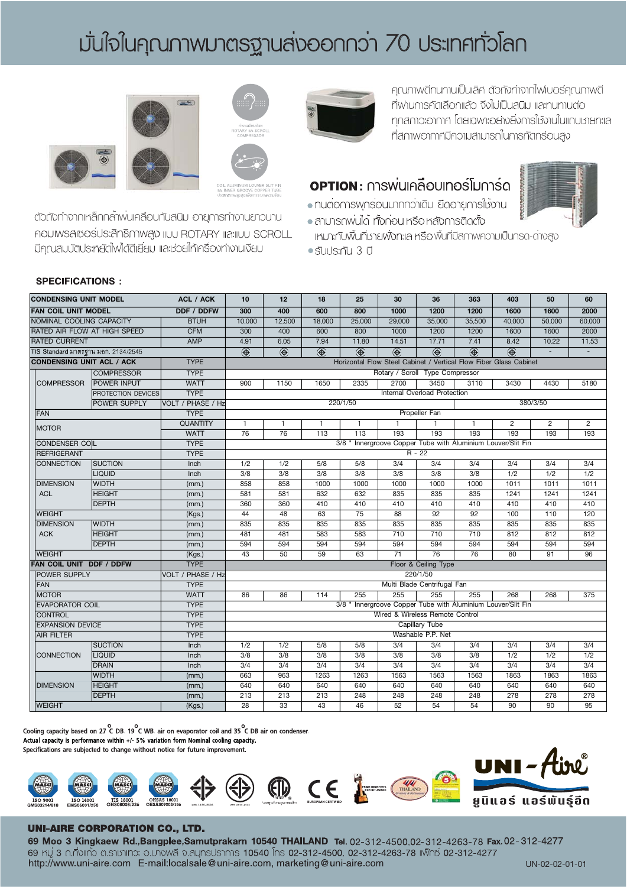# มั่นใจในคุณภาพมาตรฐานส่งออกกว่า 70 ประเทศทั่วโลก

ท่านเลือกใช้ ROTARY และ SCROLL COMPRESSOR

COIL ALUMINUM LOUVER SLIT FIN และ INNER GROOVE COPPER TUBE ประสิทธิภาพสูงสุดเพื่อการระบายความร้อน

ตัวถังทำจากเหล็กกล้าพ่นเคลือบกันสนิม อายุการทำงานยาวนาน คอมเพรสเซอร์ประสิทธิภาพสูง แบบ ROTARY และแบบ SCROLL มีคุณสมบัติประหยัดไฟได้ดีเยี่ยม และช่วยให้เครื่องทำงานเงียบ

คุณภาพดีทนทานเป็นเลิศ ตัวถังทำจากไฟเบอร์คุณภาพดี ที่ผ่านการคัดเลือกแล้ว จึงไม่เป็นสนิม และทนทานต่อทุกสภาวะอากาศ โดยเฉพาะอย่างยิ่งการใช้งานในแถบชายทะเล ที่สภาพอากาศมีความสามารถในการกัดกร่อนสูง

## OPTION: การพ่นเคลือบเทอร์โมการ์ด

- ทนต่อการผุกร่อนมากกว่าเดิม ยืดอายุการใช้งาน
- สามารถพ่นได้ ทั้งก่อน หรือ หลังการติดตั้ง เหมาะกับพื้นที่ชายฝั่งทะเล หรือพื้นที่มีสภาพความเป็นกรด-ด่างสูง
- รับประกัน 3 ปี

## SPECIFICATIONS :

| CONDENSING UNIT MODEL | | ACL / ACK | 10 | 12 | 18 | 25 | 30 | 36 | 363 | 403 | 50 | 60 |
|---|---|---|---|---|---|---|---|---|---|---|---|---|
| FAN COIL UNIT MODEL | | DDF / DDFW | 300 | 400 | 600 | 800 | 1000 | 1200 | 1200 | 1600 | 1600 | 2000 |
| NOMINAL COOLING CAPACITY | | BTUH | 10,000 | 12,500 | 18,000 | 25,000 | 29,000 | 35,000 | 35,500 | 40,000 | 50,000 | 60,000 |
| RATED AIR FLOW AT HIGH SPEED | | CFM | 300 | 400 | 600 | 800 | 1000 | 1200 | 1200 | 1600 | 1600 | 2000 |
| RATED CURRENT | | AMP | 4.91 | 6.05 | 7.94 | 11.80 | 14.51 | 17.71 | 7.41 | 8.42 | 10.22 | 11.53 |
| TIS Standard มาตรฐาน มอก. 2134/2545 | | | ✓ | ✓ | ✓ | ✓ | ✓ | ✓ | ✓ | ✓ | - | - |
| **CONDENSING UNIT ACL / ACK** | | TYPE | Horizontal Flow Steel Cabinet / Vertical Flow Fiber Glass Cabinet | | | | | | | | | |
| COMPRESSOR | COMPRESSOR | TYPE | Rotary / Scroll Type Compressor | | | | | | | | | |
| | POWER INPUT | WATT | 900 | 1150 | 1650 | 2335 | 2700 | 3450 | 3110 | 3430 | 4430 | 5180 |
| | PROTECTION DEVICES | TYPE | Internal Overload Protection | | | | | | | | | |
| | POWER SUPPLY | VOLT / PHASE / Hz | 220/1/50 | | | | | | 380/3/50 | | | |
| FAN | | TYPE | Propeller Fan | | | | | | | | | |
| MOTOR | | QUANTITY | 1 | 1 | 1 | 1 | 1 | 1 | 1 | 2 | 2 | 2 |
| | | WATT | 76 | 76 | 113 | 113 | 193 | 193 | 193 | 193 | 193 | 193 |
| CONDENSER COIL | | TYPE | 3/8 " Innergroove Copper Tube with Aluminium Louver/Slit Fin | | | | | | | | | |
| REFRIGERANT | | TYPE | R - 22 | | | | | | | | | |
| CONNECTION | SUCTION | Inch | 1/2 | 1/2 | 5/8 | 5/8 | 3/4 | 3/4 | 3/4 | 3/4 | 3/4 | 3/4 |
| | LIQUID | Inch | 3/8 | 3/8 | 3/8 | 3/8 | 3/8 | 3/8 | 3/8 | 1/2 | 1/2 | 1/2 |
| DIMENSION ACL | WIDTH | (mm.) | 858 | 858 | 1000 | 1000 | 1000 | 1000 | 1000 | 1011 | 1011 | 1011 |
| | HEIGHT | (mm.) | 581 | 581 | 632 | 632 | 835 | 835 | 835 | 1241 | 1241 | 1241 |
| | DEPTH | (mm.) | 360 | 360 | 410 | 410 | 410 | 410 | 410 | 410 | 410 | 410 |
| WEIGHT | | (Kgs.) | 44 | 48 | 63 | 75 | 88 | 92 | 92 | 100 | 110 | 120 |
| DIMENSION ACK | WIDTH | (mm.) | 835 | 835 | 835 | 835 | 835 | 835 | 835 | 835 | 835 | 835 |
| | HEIGHT | (mm.) | 481 | 481 | 583 | 583 | 710 | 710 | 710 | 812 | 812 | 812 |
| | DEPTH | (mm.) | 594 | 594 | 594 | 594 | 594 | 594 | 594 | 594 | 594 | 594 |
| WEIGHT | | (Kgs.) | 43 | 50 | 59 | 63 | 71 | 76 | 76 | 80 | 91 | 96 |
| **FAN COIL UNIT DDF / DDFW** | | TYPE | Floor & Ceiling Type | | | | | | | | | |
| POWER SUPPLY | | VOLT / PHASE / Hz | 220/1/50 | | | | | | | | | |
| FAN | | TYPE | Multi Blade Centrifugal Fan | | | | | | | | | |
| MOTOR | | WATT | 86 | 86 | 114 | 255 | 255 | 255 | 255 | 268 | 268 | 375 |
| EVAPORATOR COIL | | TYPE | 3/8 " Innergroove Copper Tube with Aluminium Louver/Slit Fin | | | | | | | | | |
| CONTROL | | TYPE | Wired & Wireless Remote Control | | | | | | | | | |
| EXPANSION DEVICE | | TYPE | Capillary Tube | | | | | | | | | |
| AIR FILTER | | TYPE | Washable P.P. Net | | | | | | | | | |
| CONNECTION | SUCTION | Inch | 1/2 | 1/2 | 5/8 | 5/8 | 3/4 | 3/4 | 3/4 | 3/4 | 3/4 | 3/4 |
| | LIQUID | Inch | 3/8 | 3/8 | 3/8 | 3/8 | 3/8 | 3/8 | 3/8 | 1/2 | 1/2 | 1/2 |
| | DRAIN | Inch | 3/4 | 3/4 | 3/4 | 3/4 | 3/4 | 3/4 | 3/4 | 3/4 | 3/4 | 3/4 |
| DIMENSION | WIDTH | (mm.) | 663 | 963 | 1263 | 1263 | 1563 | 1563 | 1563 | 1863 | 1863 | 1863 |
| | HEIGHT | (mm.) | 640 | 640 | 640 | 640 | 640 | 640 | 640 | 640 | 640 | 640 |
| | DEPTH | (mm.) | 213 | 213 | 213 | 248 | 248 | 248 | 248 | 278 | 278 | 278 |
| WEIGHT | | (Kgs.) | 28 | 33 | 43 | 46 | 52 | 54 | 54 | 90 | 90 | 95 |

Cooling capacity based on 27 °C DB. 19 °C WB. air on evaporator coil and 35 °C DB air on condenser.
Actual capacity is performance within +/- 5% variation form Nominal cooling capacity.
Specifications are subjected to change without notice for future improvement.

ISO 9001 QMS03214/818 · ISO 14001 EMS06031/250 · TIS 18001 OHS08008/226 · OHSAS 18001 OHSAS09003/156 · EUROPEAN CERTIFIED

UNI-Aire®
ยูนิแอร์ แอร์พันธุ์อึด

**UNI-AIRE CORPORATION CO., LTD.**

69 Moo 3 Kingkaew Rd.,Bangplee,Samutprakarn 10540 THAILAND Tel. 02-312-4500,02-312-4263-78 Fax. 02-312-4277
69 หมู่ 3 ถ.กิ่งแก้ว ต.ราชาเทวะ อ.บางพลี จ.สมุทรปราการ 10540 โทร 02-312-4500, 02-312-4263-78 แฟ็กซ์ 02-312-4277
http://www.uni-aire.com E-mail:localsale@uni-aire.com, marketing@uni-aire.com

UN-02-02-01-01